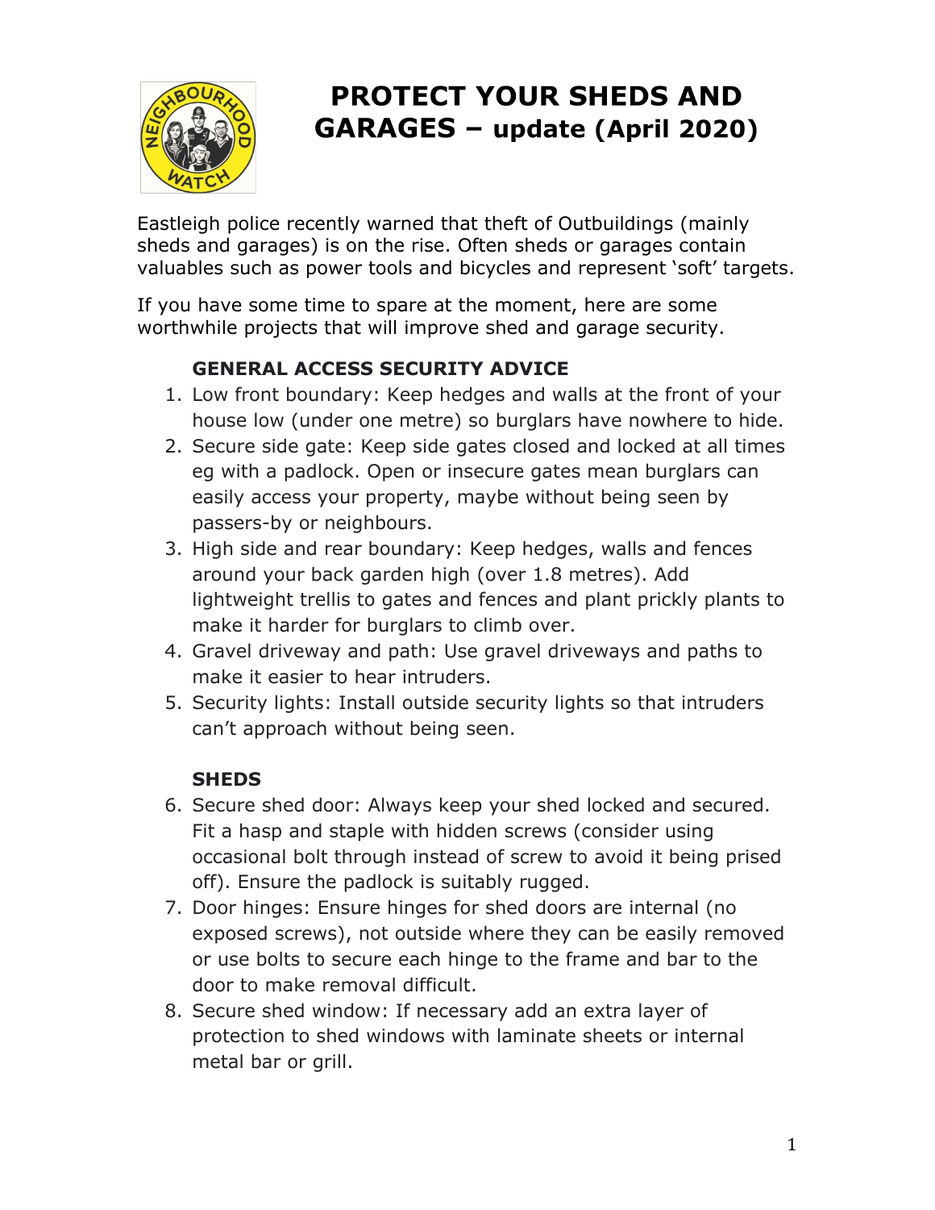# PROTECT YOUR SHEDS AND GARAGES – update (April 2020)

Eastleigh police recently warned that theft of Outbuildings (mainly sheds and garages) is on the rise. Often sheds or garages contain valuables such as power tools and bicycles and represent 'soft' targets.

If you have some time to spare at the moment, here are some worthwhile projects that will improve shed and garage security.

### GENERAL ACCESS SECURITY ADVICE

1. Low front boundary: Keep hedges and walls at the front of your house low (under one metre) so burglars have nowhere to hide.
2. Secure side gate: Keep side gates closed and locked at all times eg with a padlock. Open or insecure gates mean burglars can easily access your property, maybe without being seen by passers-by or neighbours.
3. High side and rear boundary: Keep hedges, walls and fences around your back garden high (over 1.8 metres). Add lightweight trellis to gates and fences and plant prickly plants to make it harder for burglars to climb over.
4. Gravel driveway and path: Use gravel driveways and paths to make it easier to hear intruders.
5. Security lights: Install outside security lights so that intruders can't approach without being seen.

### SHEDS

6. Secure shed door: Always keep your shed locked and secured. Fit a hasp and staple with hidden screws (consider using occasional bolt through instead of screw to avoid it being prised off). Ensure the padlock is suitably rugged.
7. Door hinges: Ensure hinges for shed doors are internal (no exposed screws), not outside where they can be easily removed or use bolts to secure each hinge to the frame and bar to the door to make removal difficult.
8. Secure shed window: If necessary add an extra layer of protection to shed windows with laminate sheets or internal metal bar or grill.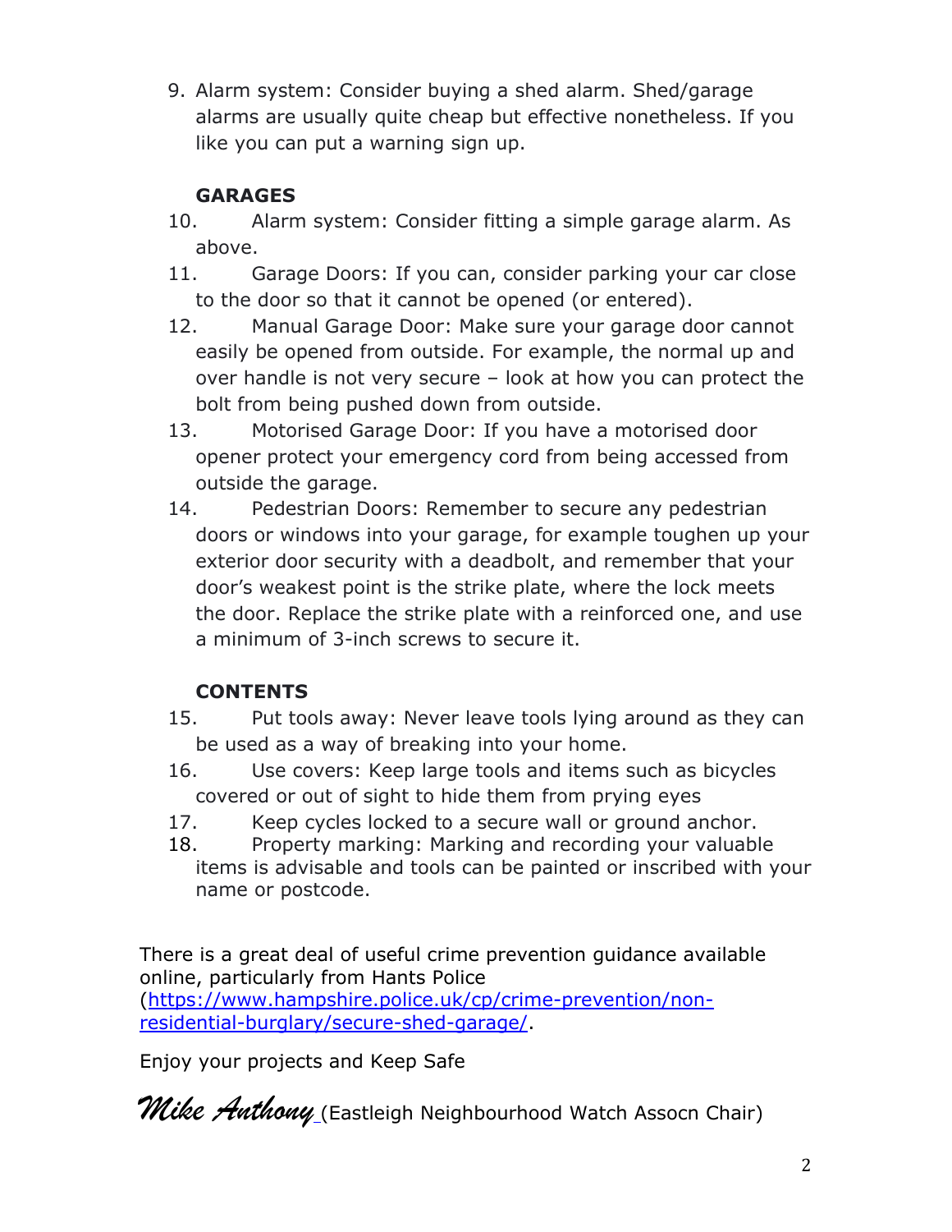9. Alarm system: Consider buying a shed alarm. Shed/garage alarms are usually quite cheap but effective nonetheless. If you like you can put a warning sign up.

**GARAGES**

10. Alarm system: Consider fitting a simple garage alarm. As above.
11. Garage Doors: If you can, consider parking your car close to the door so that it cannot be opened (or entered).
12. Manual Garage Door: Make sure your garage door cannot easily be opened from outside. For example, the normal up and over handle is not very secure – look at how you can protect the bolt from being pushed down from outside.
13. Motorised Garage Door: If you have a motorised door opener protect your emergency cord from being accessed from outside the garage.
14. Pedestrian Doors: Remember to secure any pedestrian doors or windows into your garage, for example toughen up your exterior door security with a deadbolt, and remember that your door's weakest point is the strike plate, where the lock meets the door. Replace the strike plate with a reinforced one, and use a minimum of 3-inch screws to secure it.

**CONTENTS**

15. Put tools away: Never leave tools lying around as they can be used as a way of breaking into your home.
16. Use covers: Keep large tools and items such as bicycles covered or out of sight to hide them from prying eyes
17. Keep cycles locked to a secure wall or ground anchor.
18. Property marking: Marking and recording your valuable items is advisable and tools can be painted or inscribed with your name or postcode.

There is a great deal of useful crime prevention guidance available online, particularly from Hants Police ([https://www.hampshire.police.uk/cp/crime-prevention/non-residential-burglary/secure-shed-garage/](https://www.hampshire.police.uk/cp/crime-prevention/non-residential-burglary/secure-shed-garage/).

Enjoy your projects and Keep Safe

*Mike Anthony* (Eastleigh Neighbourhood Watch Assocn Chair)